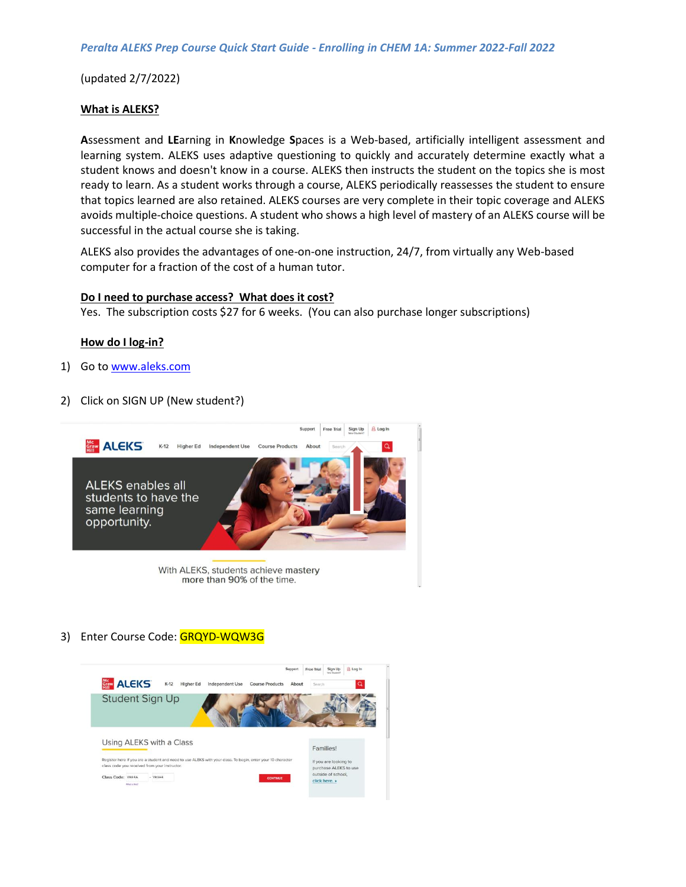*Peralta ALEKS Prep Course Quick Start Guide - Enrolling in CHEM 1A: Summer 2022-Fall 2022*

(updated 2/7/2022)

**What is ALEKS?**

**A**ssessment and **LE**arning in **K**nowledge **S**paces is a Web-based, artificially intelligent assessment and learning system. ALEKS uses adaptive questioning to quickly and accurately determine exactly what a student knows and doesn't know in a course. ALEKS then instructs the student on the topics she is most ready to learn. As a student works through a course, ALEKS periodically reassesses the student to ensure that topics learned are also retained. ALEKS courses are very complete in their topic coverage and ALEKS avoids multiple-choice questions. A student who shows a high level of mastery of an ALEKS course will be successful in the actual course she is taking.

ALEKS also provides the advantages of one-on-one instruction, 24/7, from virtually any Web-based computer for a fraction of the cost of a human tutor.

**Do I need to purchase access? What does it cost?**

Yes. The subscription costs $27 for 6 weeks. (You can also purchase longer subscriptions)

**How do I log-in?**

1) Go to www.aleks.com

2) Click on SIGN UP (New student?)

3) Enter Course Code: GRQYD-WQW3G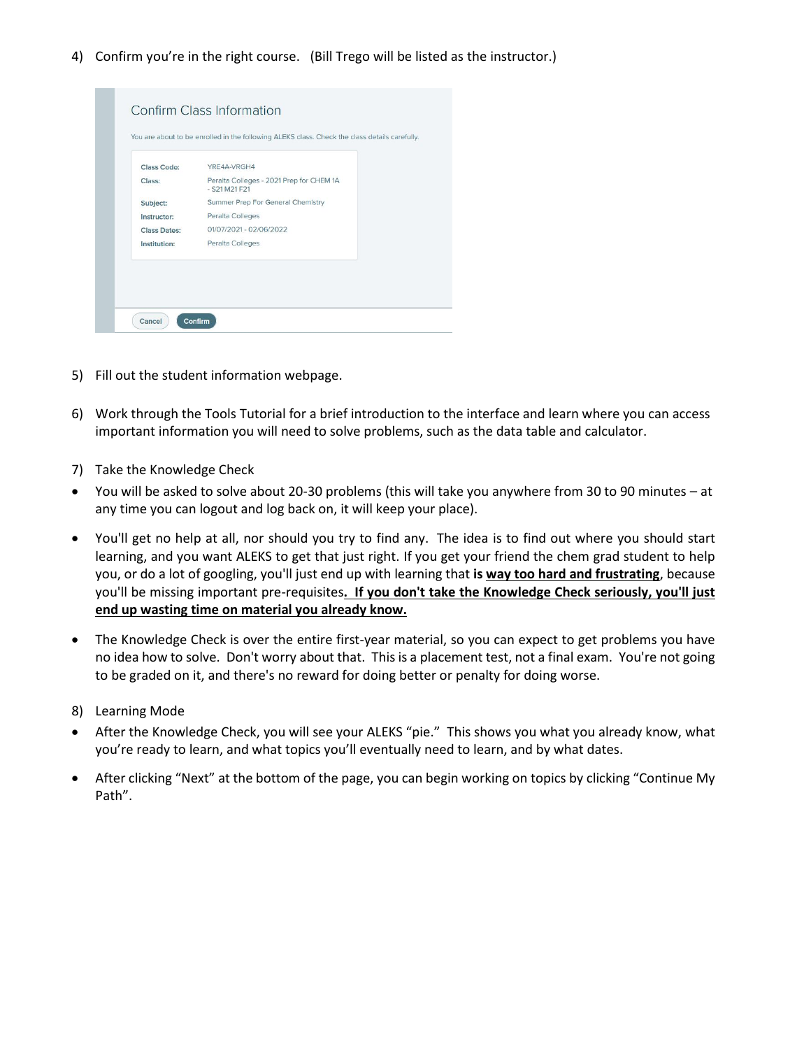4) Confirm you're in the right course. (Bill Trego will be listed as the instructor.)

**Confirm Class Information**

You are about to be enrolled in the following ALEKS class. Check the class details carefully.

| | |
|---|---|
| Class Code: | YRE4A-VRGH4 |
| Class: | Peralta Colleges - 2021 Prep for CHEM 1A - S21 M21 F21 |
| Subject: | Summer Prep For General Chemistry |
| Instructor: | Peralta Colleges |
| Class Dates: | 01/07/2021 - 02/06/2022 |
| Institution: | Peralta Colleges |

Cancel Confirm

5) Fill out the student information webpage.

6) Work through the Tools Tutorial for a brief introduction to the interface and learn where you can access important information you will need to solve problems, such as the data table and calculator.

7) Take the Knowledge Check

- You will be asked to solve about 20-30 problems (this will take you anywhere from 30 to 90 minutes – at any time you can logout and log back on, it will keep your place).
- You'll get no help at all, nor should you try to find any. The idea is to find out where you should start learning, and you want ALEKS to get that just right. If you get your friend the chem grad student to help you, or do a lot of googling, you'll just end up with learning that **is <u>way too hard and frustrating</u>**, because you'll be missing important pre-requisites**. <u>If you don't take the Knowledge Check seriously, you'll just end up wasting time on material you already know.</u>**
- The Knowledge Check is over the entire first-year material, so you can expect to get problems you have no idea how to solve. Don't worry about that. This is a placement test, not a final exam. You're not going to be graded on it, and there's no reward for doing better or penalty for doing worse.

8) Learning Mode

- After the Knowledge Check, you will see your ALEKS "pie." This shows you what you already know, what you're ready to learn, and what topics you'll eventually need to learn, and by what dates.
- After clicking "Next" at the bottom of the page, you can begin working on topics by clicking "Continue My Path".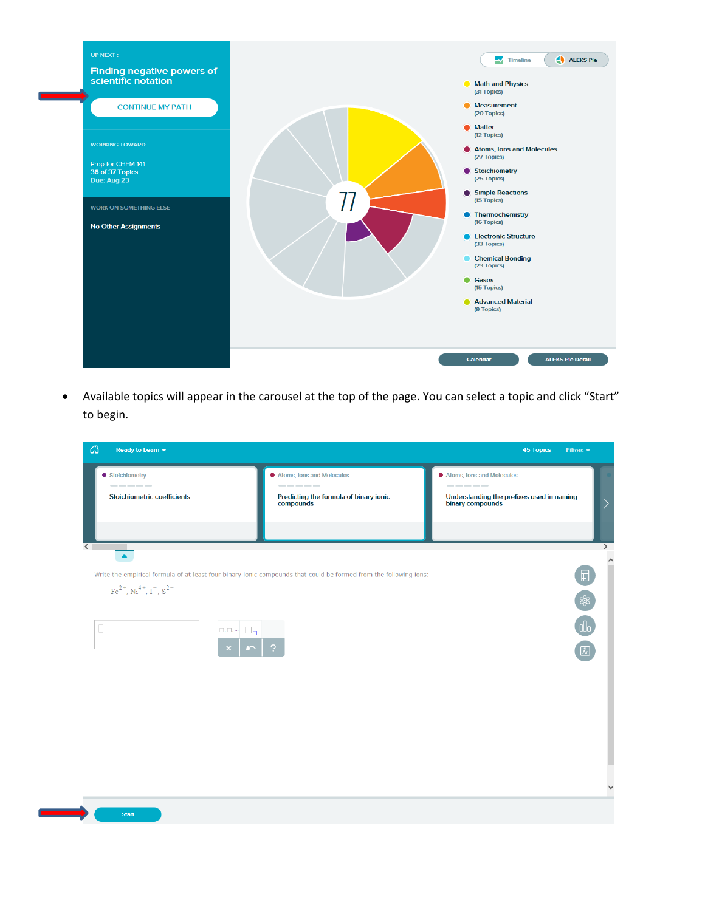- Available topics will appear in the carousel at the top of the page. You can select a topic and click "Start" to begin.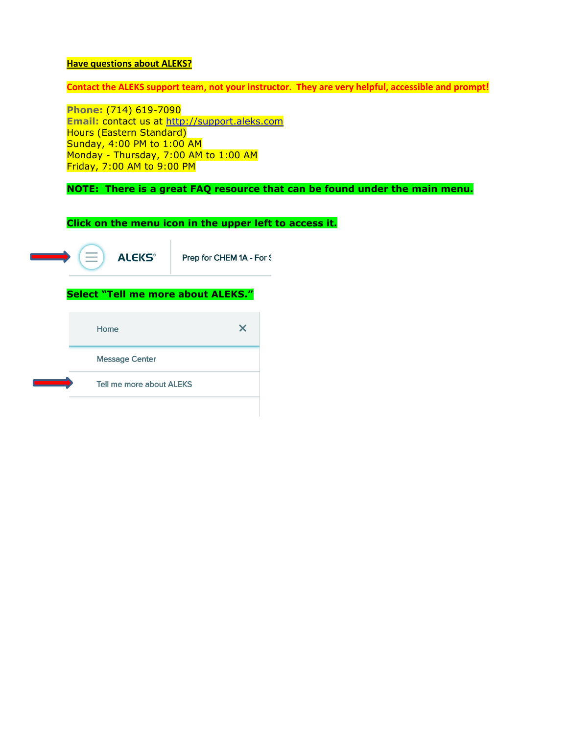**Have questions about ALEKS?**

**Contact the ALEKS support team, not your instructor. They are very helpful, accessible and prompt!**

**Phone:** (714) 619-7090
**Email:** contact us at http://support.aleks.com
Hours (Eastern Standard)
Sunday, 4:00 PM to 1:00 AM
Monday - Thursday, 7:00 AM to 1:00 AM
Friday, 7:00 AM to 9:00 PM

**NOTE: There is a great FAQ resource that can be found under the main menu.**

**Click on the menu icon in the upper left to access it.**

ALEKS® Prep for CHEM 1A - For S

**Select "Tell me more about ALEKS."**

Home
Message Center
Tell me more about ALEKS